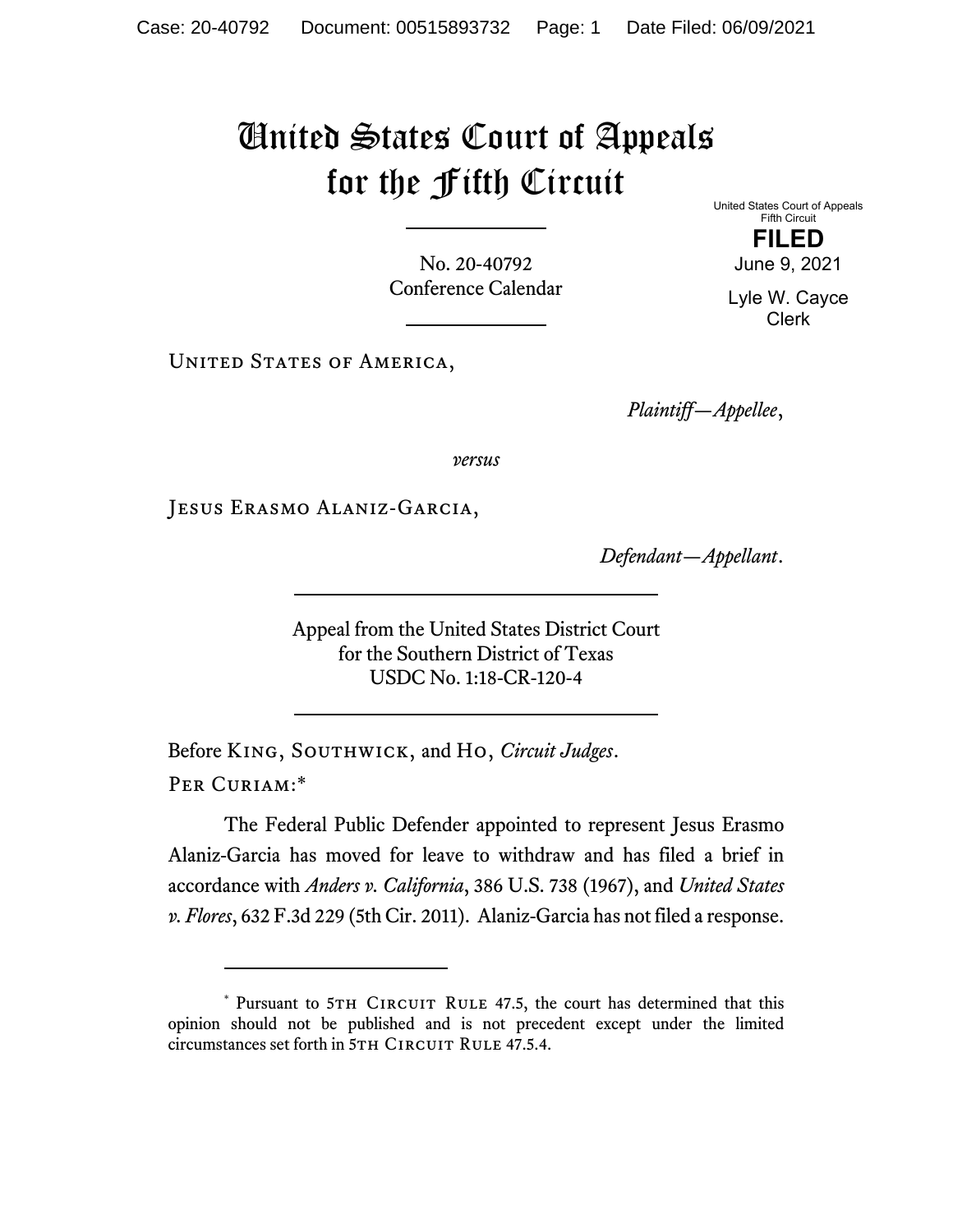# United States Court of Appeals for the Fifth Circuit

United States Court of Appeals
Fifth Circuit

**FILED**

June 9, 2021

Lyle W. Cayce
Clerk

No. 20-40792
Conference Calendar

United States of America,

*Plaintiff—Appellee*,

*versus*

Jesus Erasmo Alaniz-Garcia,

*Defendant—Appellant*.

Appeal from the United States District Court
for the Southern District of Texas
USDC No. 1:18-CR-120-4

Before King, Southwick, and Ho, *Circuit Judges*.

Per Curiam:*

The Federal Public Defender appointed to represent Jesus Erasmo Alaniz-Garcia has moved for leave to withdraw and has filed a brief in accordance with *Anders v. California*, 386 U.S. 738 (1967), and *United States v. Flores*, 632 F.3d 229 (5th Cir. 2011). Alaniz-Garcia has not filed a response.

---

\* Pursuant to 5th Circuit Rule 47.5, the court has determined that this opinion should not be published and is not precedent except under the limited circumstances set forth in 5th Circuit Rule 47.5.4.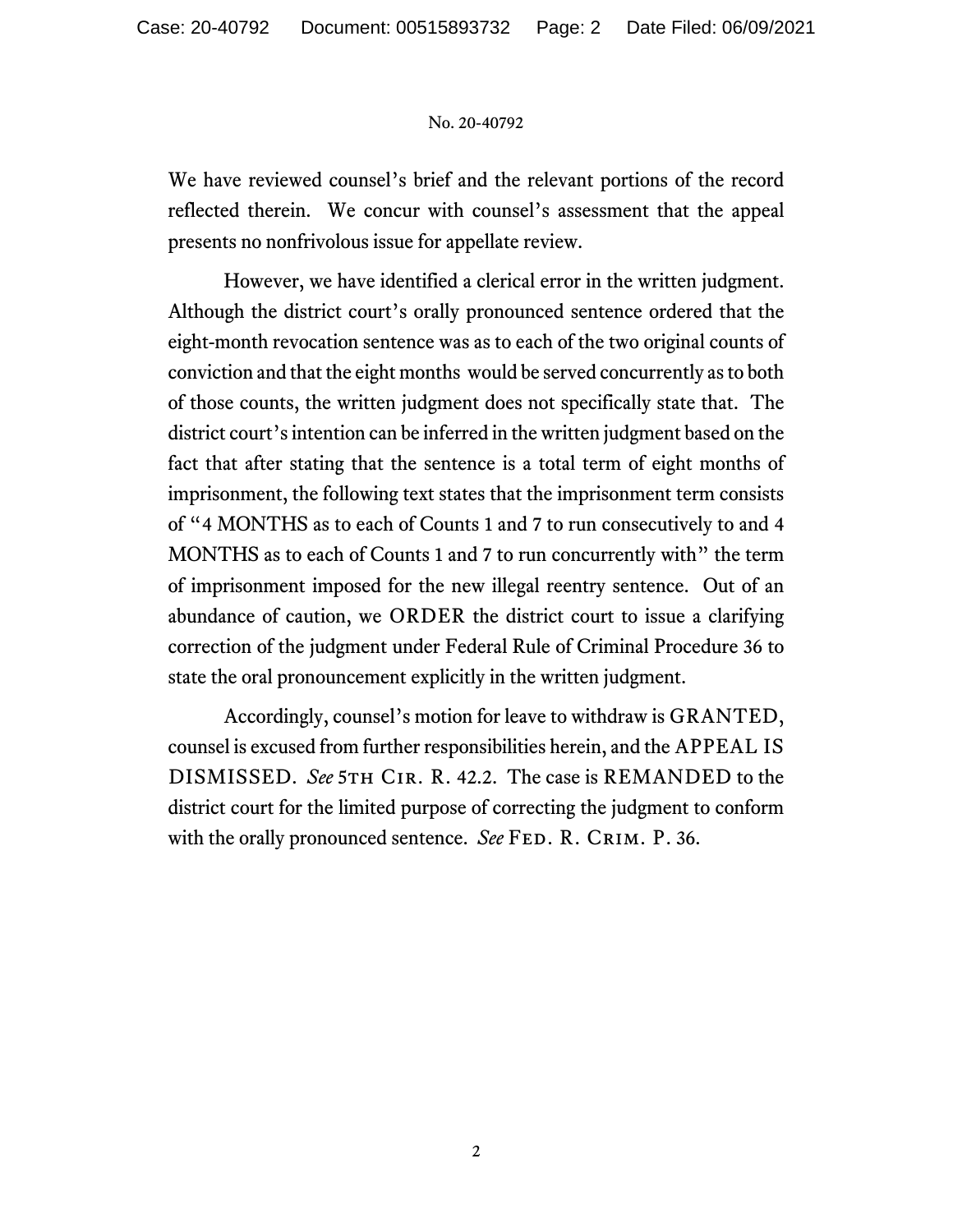We have reviewed counsel's brief and the relevant portions of the record reflected therein. We concur with counsel's assessment that the appeal presents no nonfrivolous issue for appellate review.

However, we have identified a clerical error in the written judgment. Although the district court's orally pronounced sentence ordered that the eight-month revocation sentence was as to each of the two original counts of conviction and that the eight months would be served concurrently as to both of those counts, the written judgment does not specifically state that. The district court's intention can be inferred in the written judgment based on the fact that after stating that the sentence is a total term of eight months of imprisonment, the following text states that the imprisonment term consists of "4 MONTHS as to each of Counts 1 and 7 to run consecutively to and 4 MONTHS as to each of Counts 1 and 7 to run concurrently with" the term of imprisonment imposed for the new illegal reentry sentence. Out of an abundance of caution, we ORDER the district court to issue a clarifying correction of the judgment under Federal Rule of Criminal Procedure 36 to state the oral pronouncement explicitly in the written judgment.

Accordingly, counsel's motion for leave to withdraw is GRANTED, counsel is excused from further responsibilities herein, and the APPEAL IS DISMISSED. *See* 5th Cir. R. 42.2. The case is REMANDED to the district court for the limited purpose of correcting the judgment to conform with the orally pronounced sentence. *See* Fed. R. Crim. P. 36.